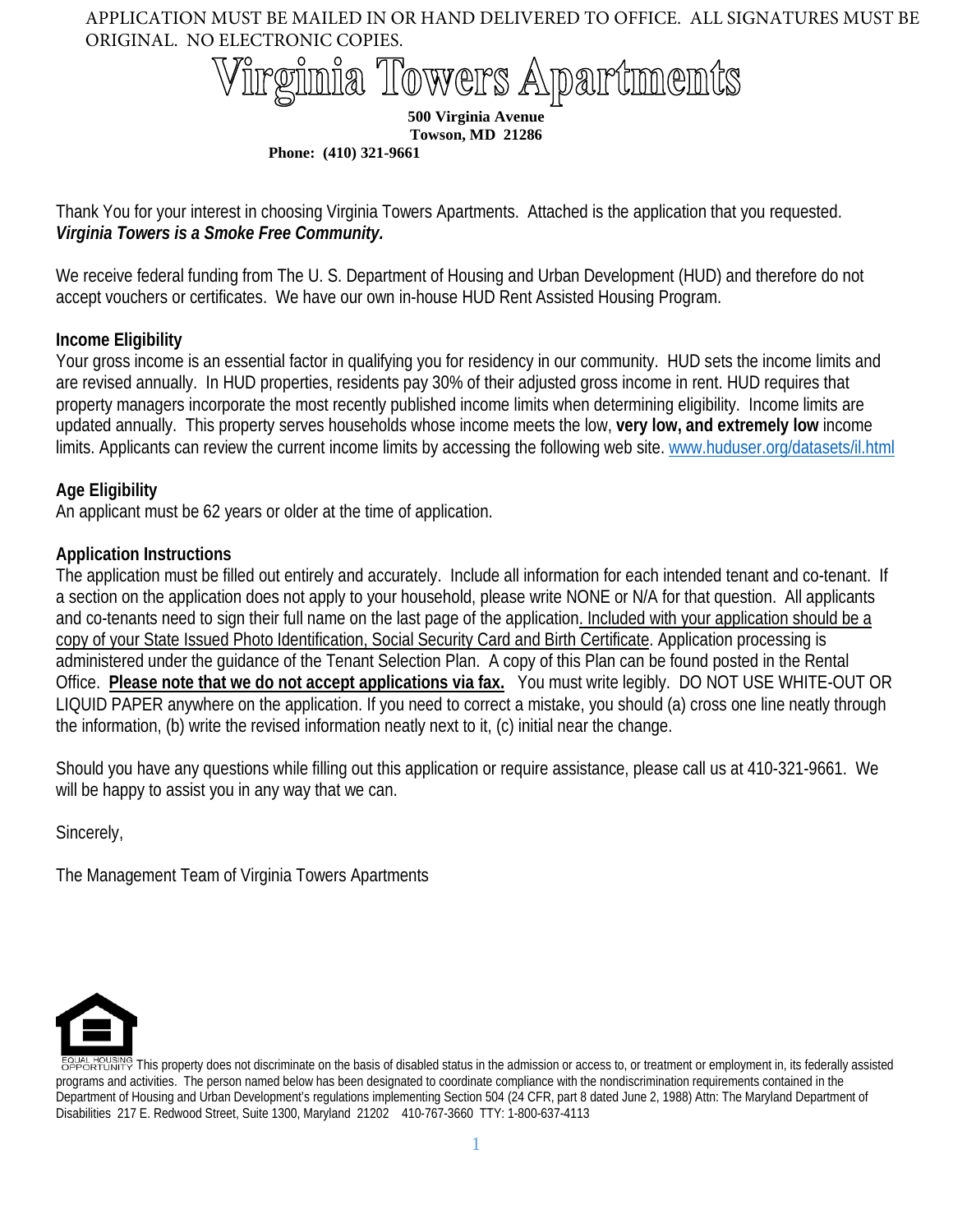APPLICATION MUST BE MAILED IN OR HAND DELIVERED TO OFFICE. ALL SIGNATURES MUST BE ORIGINAL. NO ELECTRONIC COPIES.

# Virginia Towers Apartments

**500 Virginia Avenue**
**Towson, MD 21286**
**Phone: (410) 321-9661**

Thank You for your interest in choosing Virginia Towers Apartments. Attached is the application that you requested. ***Virginia Towers is a Smoke Free Community.***

We receive federal funding from The U. S. Department of Housing and Urban Development (HUD) and therefore do not accept vouchers or certificates. We have our own in-house HUD Rent Assisted Housing Program.

**Income Eligibility**

Your gross income is an essential factor in qualifying you for residency in our community. HUD sets the income limits and are revised annually. In HUD properties, residents pay 30% of their adjusted gross income in rent. HUD requires that property managers incorporate the most recently published income limits when determining eligibility. Income limits are updated annually. This property serves households whose income meets the low, **very low, and extremely low** income limits. Applicants can review the current income limits by accessing the following web site. www.huduser.org/datasets/il.html

**Age Eligibility**

An applicant must be 62 years or older at the time of application.

**Application Instructions**

The application must be filled out entirely and accurately. Include all information for each intended tenant and co-tenant. If a section on the application does not apply to your household, please write NONE or N/A for that question. All applicants and co-tenants need to sign their full name on the last page of the application. Included with your application should be a copy of your State Issued Photo Identification, Social Security Card and Birth Certificate. Application processing is administered under the guidance of the Tenant Selection Plan. A copy of this Plan can be found posted in the Rental Office. **Please note that we do not accept applications via fax.** You must write legibly. DO NOT USE WHITE-OUT OR LIQUID PAPER anywhere on the application. If you need to correct a mistake, you should (a) cross one line neatly through the information, (b) write the revised information neatly next to it, (c) initial near the change.

Should you have any questions while filling out this application or require assistance, please call us at 410-321-9661. We will be happy to assist you in any way that we can.

Sincerely,

The Management Team of Virginia Towers Apartments

EQUAL HOUSING OPPORTUNITY This property does not discriminate on the basis of disabled status in the admission or access to, or treatment or employment in, its federally assisted programs and activities. The person named below has been designated to coordinate compliance with the nondiscrimination requirements contained in the Department of Housing and Urban Development's regulations implementing Section 504 (24 CFR, part 8 dated June 2, 1988) Attn: The Maryland Department of Disabilities 217 E. Redwood Street, Suite 1300, Maryland 21202 410-767-3660 TTY: 1-800-637-4113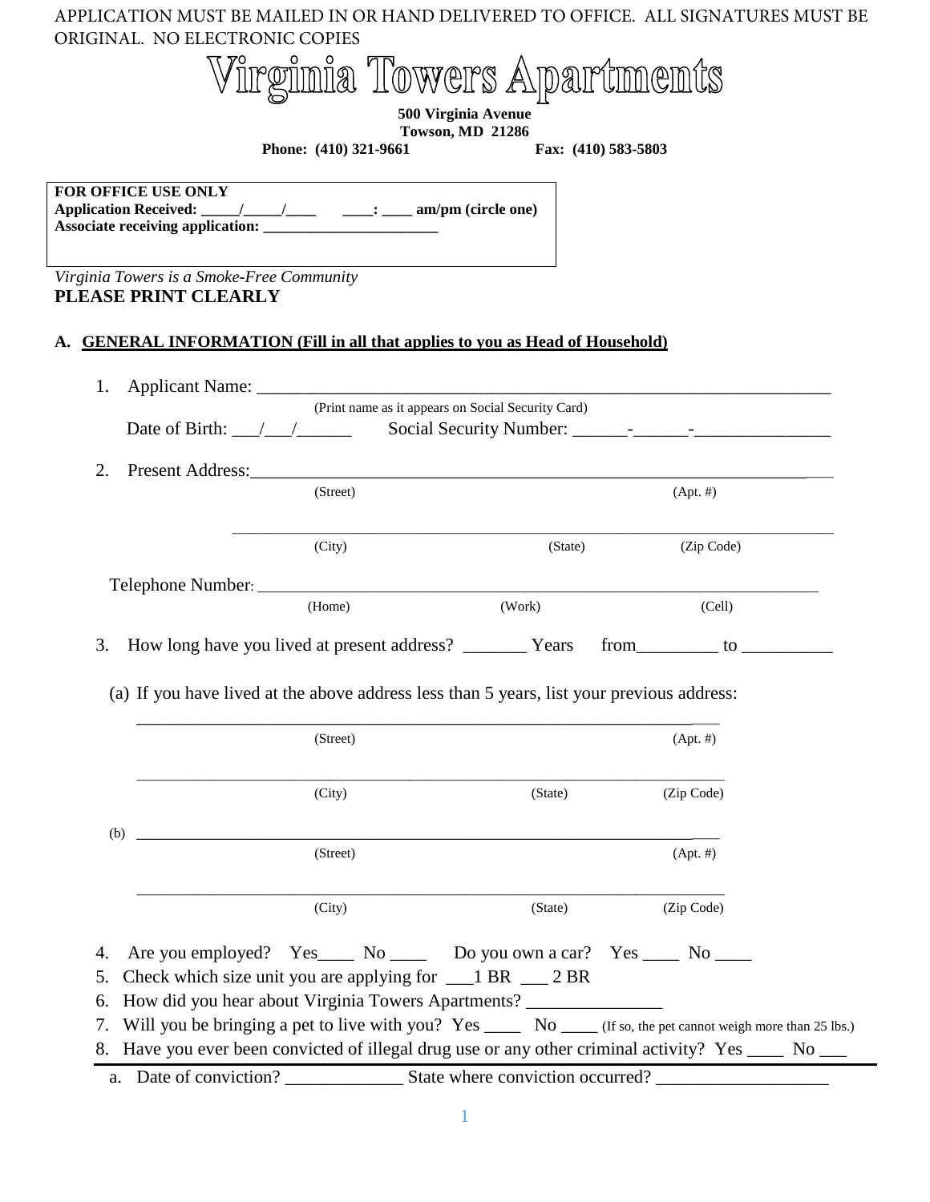APPLICATION MUST BE MAILED IN OR HAND DELIVERED TO OFFICE. ALL SIGNATURES MUST BE ORIGINAL. NO ELECTRONIC COPIES

# Virginia Towers Apartments

**500 Virginia Avenue**
**Towson, MD 21286**
**Phone: (410) 321-9661 Fax: (410) 583-5803**

**FOR OFFICE USE ONLY**
**Application Received: _____/_____/____ ____: ____ am/pm (circle one)**
**Associate receiving application: _______________________**

*Virginia Towers is a Smoke-Free Community*
**PLEASE PRINT CLEARLY**

## A. GENERAL INFORMATION (Fill in all that applies to you as Head of Household)

1. Applicant Name: ___________________________________________________________________
   (Print name as it appears on Social Security Card)
   Date of Birth: ___/___/______ Social Security Number: ______-______-_______________

2. Present Address:_______________________________________________________________
   (Street) (Apt. #)

   _______________________________________________________________________
   (City) (State) (Zip Code)

   Telephone Number: _________________________________________________________________
   (Home) (Work) (Cell)

3. How long have you lived at present address? _______ Years from_________ to __________

   (a) If you have lived at the above address less than 5 years, list your previous address:

   _______________________________________________________________________
   (Street) (Apt. #)

   _______________________________________________________________________
   (City) (State) (Zip Code)

   (b) _______________________________________________________________________
   (Street) (Apt. #)

   _______________________________________________________________________
   (City) (State) (Zip Code)

4. Are you employed? Yes____ No ____ Do you own a car? Yes ____ No ____
5. Check which size unit you are applying for ___1 BR ___ 2 BR
6. How did you hear about Virginia Towers Apartments? _______________
7. Will you be bringing a pet to live with you? Yes ____ No ____ (If so, the pet cannot weigh more than 25 lbs.)
8. Have you ever been convicted of illegal drug use or any other criminal activity? Yes ____ No ___

   a. Date of conviction? _____________ State where conviction occurred? ___________________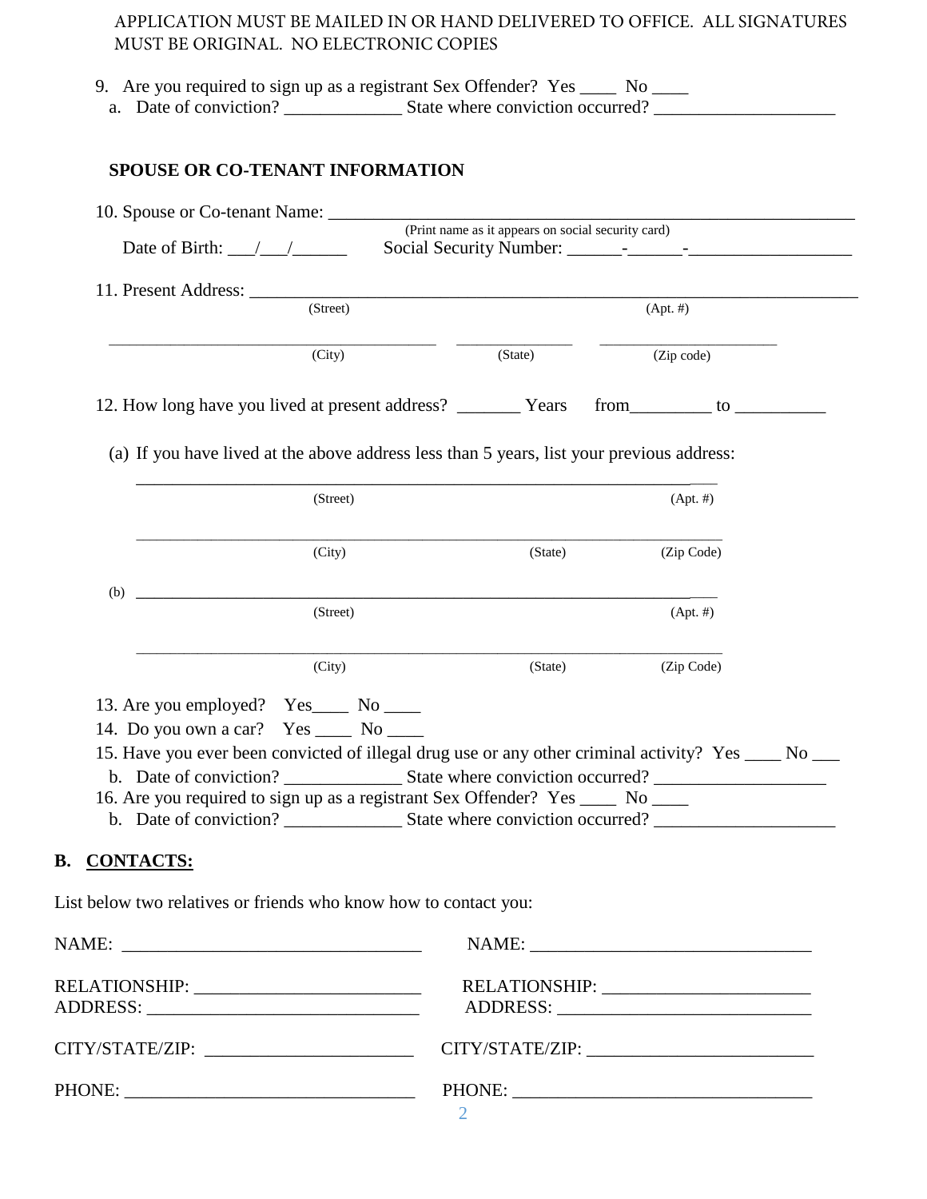APPLICATION MUST BE MAILED IN OR HAND DELIVERED TO OFFICE. ALL SIGNATURES MUST BE ORIGINAL. NO ELECTRONIC COPIES

9. Are you required to sign up as a registrant Sex Offender? Yes ____ No ____
   a. Date of conviction? _____________ State where conviction occurred? ____________________

**SPOUSE OR CO-TENANT INFORMATION**

10. Spouse or Co-tenant Name: ____________________________________________________________
    (Print name as it appears on social security card)
    Date of Birth: ___/___/______ Social Security Number: ______-______-__________________

11. Present Address: ____________________________________________________________________
    (Street) (Apt. #)

    ________________________________________ ______________ ______________________
    (City) (State) (Zip code)

12. How long have you lived at present address? _______ Years from_________ to __________

    (a) If you have lived at the above address less than 5 years, list your previous address:

    ____________________________________________________________________
    (Street) (Apt. #)

    ____________________________________________________________________
    (City) (State) (Zip Code)

    (b) ____________________________________________________________________
    (Street) (Apt. #)

    ____________________________________________________________________
    (City) (State) (Zip Code)

13. Are you employed? Yes____ No ____
14. Do you own a car? Yes ____ No ____
15. Have you ever been convicted of illegal drug use or any other criminal activity? Yes ____ No ___
    b. Date of conviction? _____________ State where conviction occurred? ___________________
16. Are you required to sign up as a registrant Sex Offender? Yes ____ No ____
    b. Date of conviction? _____________ State where conviction occurred? ____________________

## B. <u>CONTACTS:</u>

List below two relatives or friends who know how to contact you:

NAME: _________________________________ NAME: _______________________________

RELATIONSHIP: _________________________ RELATIONSHIP: _______________________
ADDRESS: _____________________________ ADDRESS: ___________________________

CITY/STATE/ZIP: _______________________ CITY/STATE/ZIP: _________________________

PHONE: ________________________________ PHONE: __________________________________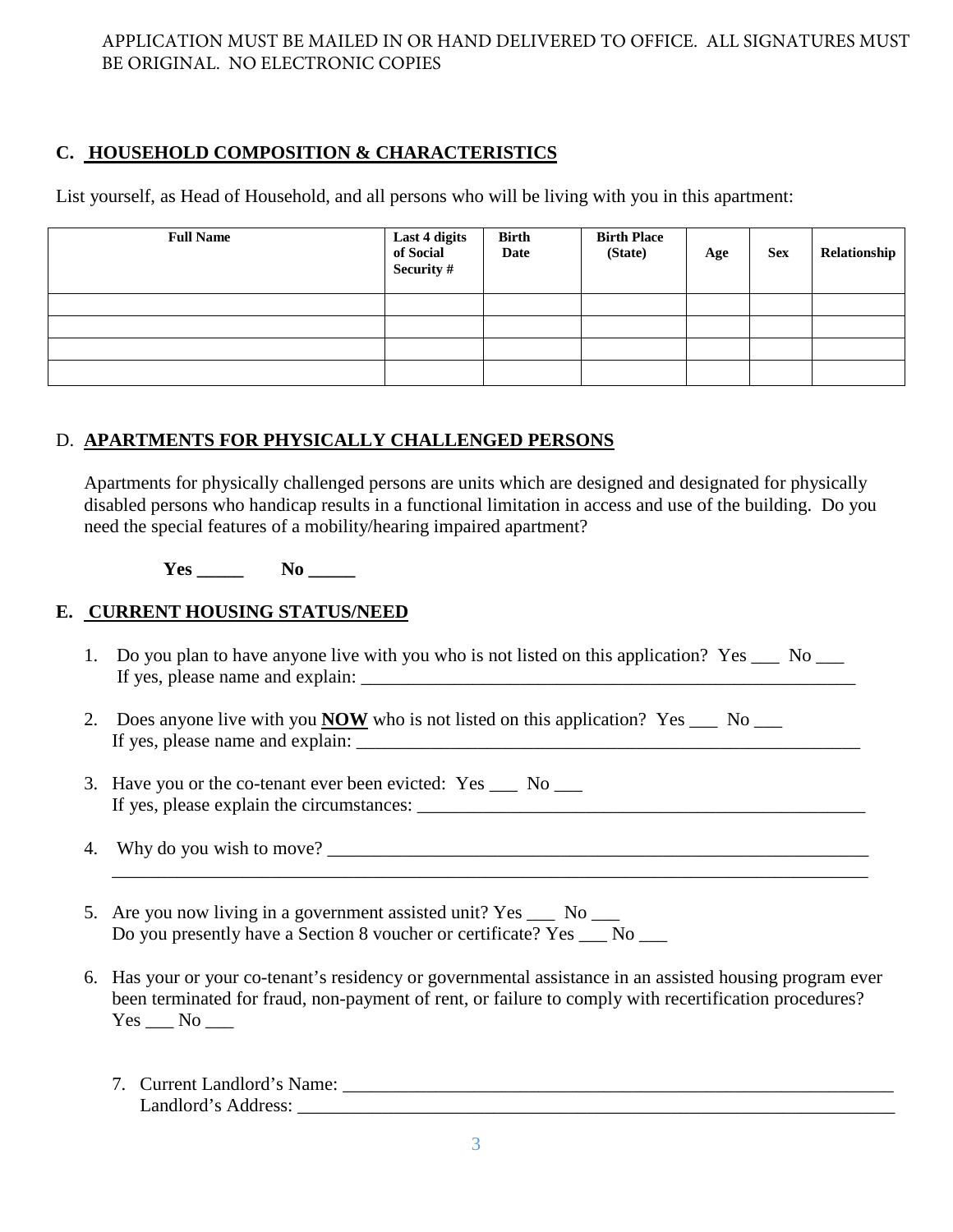APPLICATION MUST BE MAILED IN OR HAND DELIVERED TO OFFICE. ALL SIGNATURES MUST BE ORIGINAL. NO ELECTRONIC COPIES

## C. HOUSEHOLD COMPOSITION & CHARACTERISTICS

List yourself, as Head of Household, and all persons who will be living with you in this apartment:

| Full Name | Last 4 digits of Social Security # | Birth Date | Birth Place (State) | Age | Sex | Relationship |
|---|---|---|---|---|---|---|
| | | | | | | |
| | | | | | | |
| | | | | | | |
| | | | | | | |

## D. APARTMENTS FOR PHYSICALLY CHALLENGED PERSONS

Apartments for physically challenged persons are units which are designed and designated for physically disabled persons who handicap results in a functional limitation in access and use of the building. Do you need the special features of a mobility/hearing impaired apartment?

**Yes _____ No _____**

## E. CURRENT HOUSING STATUS/NEED

1. Do you plan to have anyone live with you who is not listed on this application? Yes ___ No ___
   If yes, please name and explain: _______________________________________________________

2. Does anyone live with you **NOW** who is not listed on this application? Yes ___ No ___
   If yes, please name and explain: _______________________________________________________

3. Have you or the co-tenant ever been evicted: Yes ___ No ___
   If yes, please explain the circumstances: _______________________________________________

4. Why do you wish to move? _________________________________________________________
   _______________________________________________________________________________

5. Are you now living in a government assisted unit? Yes ___ No ___
   Do you presently have a Section 8 voucher or certificate? Yes ___ No ___

6. Has your or your co-tenant's residency or governmental assistance in an assisted housing program ever been terminated for fraud, non-payment of rent, or failure to comply with recertification procedures?
   Yes ___ No ___

7. Current Landlord's Name: _________________________________________________________
   Landlord's Address: _____________________________________________________________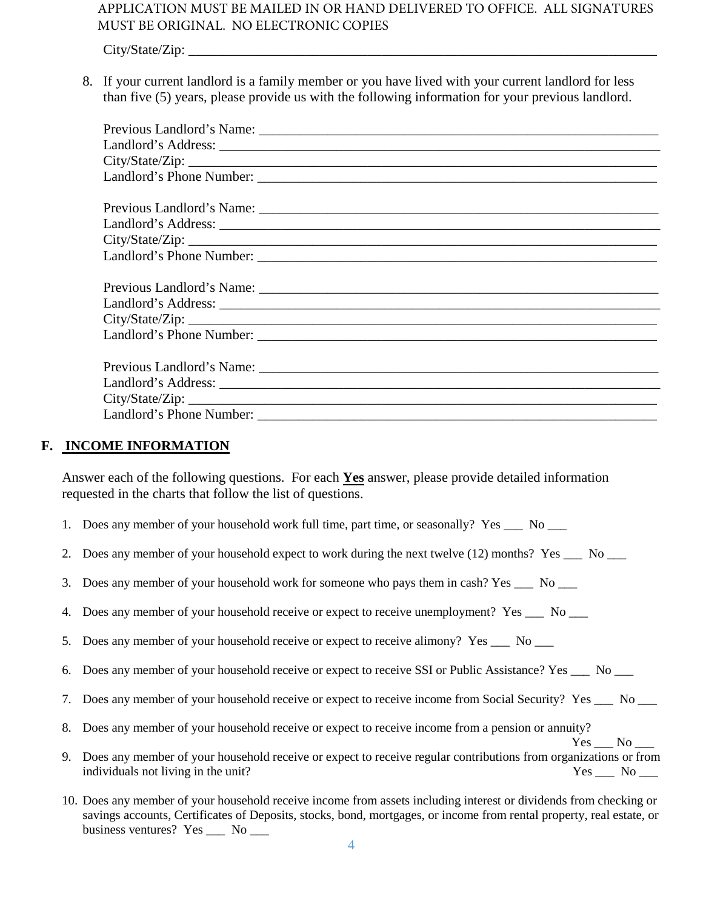APPLICATION MUST BE MAILED IN OR HAND DELIVERED TO OFFICE. ALL SIGNATURES MUST BE ORIGINAL. NO ELECTRONIC COPIES

City/State/Zip: ___________________________________________________________________

8. If your current landlord is a family member or you have lived with your current landlord for less than five (5) years, please provide us with the following information for your previous landlord.

Previous Landlord's Name: _______________________________________________________
Landlord's Address: ___________________________________________________________
City/State/Zip: _______________________________________________________________
Landlord's Phone Number: ______________________________________________________

Previous Landlord's Name: _______________________________________________________
Landlord's Address: ___________________________________________________________
City/State/Zip: _______________________________________________________________
Landlord's Phone Number: ______________________________________________________

Previous Landlord's Name: _______________________________________________________
Landlord's Address: ___________________________________________________________
City/State/Zip: _______________________________________________________________
Landlord's Phone Number: ______________________________________________________

Previous Landlord's Name: _______________________________________________________
Landlord's Address: ___________________________________________________________
City/State/Zip: _______________________________________________________________
Landlord's Phone Number: ______________________________________________________

## F. INCOME INFORMATION

Answer each of the following questions. For each **Yes** answer, please provide detailed information requested in the charts that follow the list of questions.

1. Does any member of your household work full time, part time, or seasonally? Yes ___ No ___
2. Does any member of your household expect to work during the next twelve (12) months? Yes ___ No ___
3. Does any member of your household work for someone who pays them in cash? Yes ___ No ___
4. Does any member of your household receive or expect to receive unemployment? Yes ___ No ___
5. Does any member of your household receive or expect to receive alimony? Yes ___ No ___
6. Does any member of your household receive or expect to receive SSI or Public Assistance? Yes ___ No ___
7. Does any member of your household receive or expect to receive income from Social Security? Yes ___ No ___
8. Does any member of your household receive or expect to receive income from a pension or annuity? Yes ___ No ___
9. Does any member of your household receive or expect to receive regular contributions from organizations or from individuals not living in the unit? Yes ___ No ___
10. Does any member of your household receive income from assets including interest or dividends from checking or savings accounts, Certificates of Deposits, stocks, bond, mortgages, or income from rental property, real estate, or business ventures? Yes ___ No ___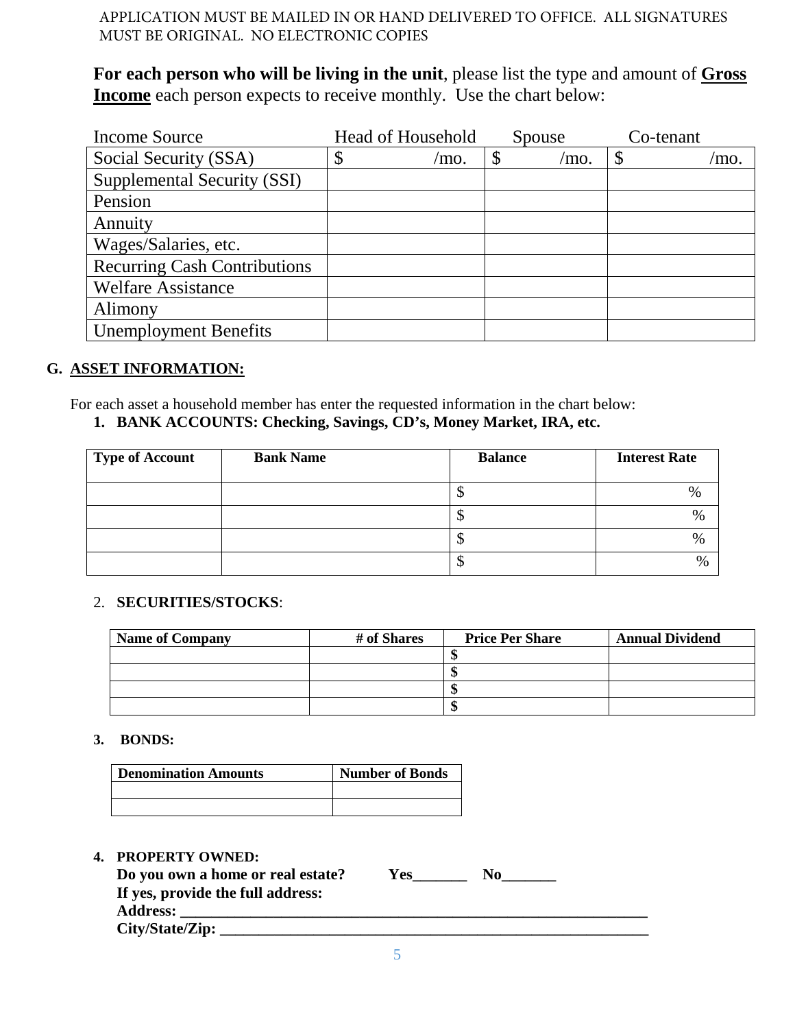APPLICATION MUST BE MAILED IN OR HAND DELIVERED TO OFFICE. ALL SIGNATURES MUST BE ORIGINAL. NO ELECTRONIC COPIES

**For each person who will be living in the unit**, please list the type and amount of **Gross Income** each person expects to receive monthly. Use the chart below:

| Income Source | Head of Household | Spouse | Co-tenant |
|---|---|---|---|
| Social Security (SSA) | $ /mo. | $ /mo. | $ /mo. |
| Supplemental Security (SSI) | | | |
| Pension | | | |
| Annuity | | | |
| Wages/Salaries, etc. | | | |
| Recurring Cash Contributions | | | |
| Welfare Assistance | | | |
| Alimony | | | |
| Unemployment Benefits | | | |

## G. ASSET INFORMATION:

For each asset a household member has enter the requested information in the chart below:

**1. BANK ACCOUNTS: Checking, Savings, CD's, Money Market, IRA, etc.**

| Type of Account | Bank Name | Balance | Interest Rate |
|---|---|---|---|
| | | $ | % |
| | | $ | % |
| | | $ | % |
| | | $ | % |

2. **SECURITIES/STOCKS**:

| Name of Company | # of Shares | Price Per Share | Annual Dividend |
|---|---|---|---|
| | | $ | |
| | | $ | |
| | | $ | |
| | | $ | |

**3. BONDS:**

| Denomination Amounts | Number of Bonds |
|---|---|
| | |
| | |

**4. PROPERTY OWNED:**

**Do you own a home or real estate? Yes_______ No_______**

**If yes, provide the full address:**

**Address: ______________________________________________________________**

**City/State/Zip: __________________________________________________________**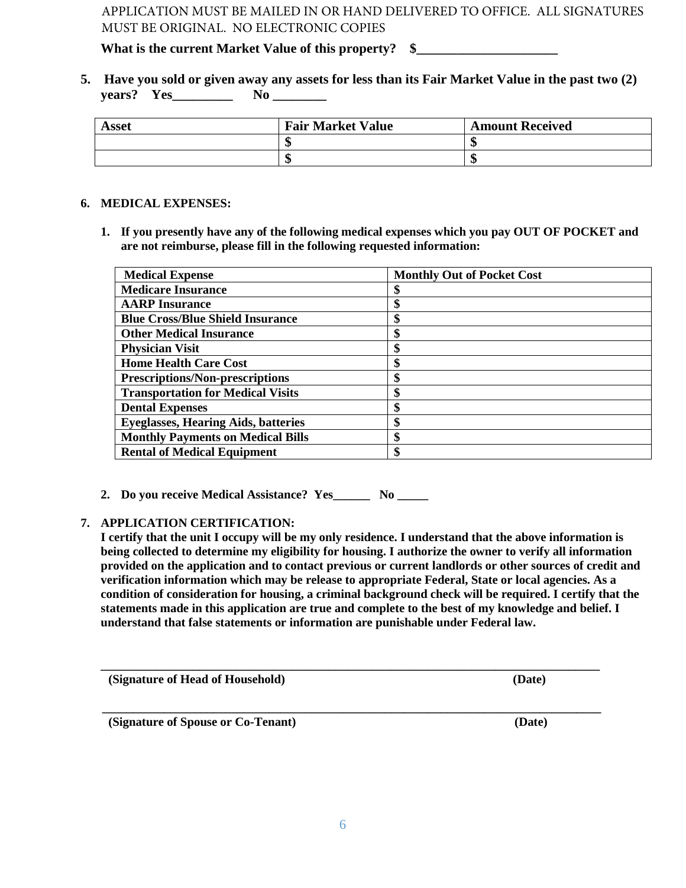APPLICATION MUST BE MAILED IN OR HAND DELIVERED TO OFFICE. ALL SIGNATURES MUST BE ORIGINAL. NO ELECTRONIC COPIES

**What is the current Market Value of this property? $_____________________**

5. **Have you sold or given away any assets for less than its Fair Market Value in the past two (2) years? Yes_________ No ________**

| Asset | Fair Market Value | Amount Received |
|---|---|---|
| | $ | $ |
| | $ | $ |

6. **MEDICAL EXPENSES:**

   1. **If you presently have any of the following medical expenses which you pay OUT OF POCKET and are not reimburse, please fill in the following requested information:**

| Medical Expense | Monthly Out of Pocket Cost |
|---|---|
| **Medicare Insurance** | $ |
| **AARP Insurance** | $ |
| **Blue Cross/Blue Shield Insurance** | $ |
| **Other Medical Insurance** | $ |
| **Physician Visit** | $ |
| **Home Health Care Cost** | $ |
| **Prescriptions/Non-prescriptions** | $ |
| **Transportation for Medical Visits** | $ |
| **Dental Expenses** | $ |
| **Eyeglasses, Hearing Aids, batteries** | $ |
| **Monthly Payments on Medical Bills** | $ |
| **Rental of Medical Equipment** | $ |

   2. **Do you receive Medical Assistance? Yes______ No _____**

7. **APPLICATION CERTIFICATION:**
**I certify that the unit I occupy will be my only residence. I understand that the above information is being collected to determine my eligibility for housing. I authorize the owner to verify all information provided on the application and to contact previous or current landlords or other sources of credit and verification information which may be release to appropriate Federal, State or local agencies. As a condition of consideration for housing, a criminal background check will be required. I certify that the statements made in this application are true and complete to the best of my knowledge and belief. I understand that false statements or information are punishable under Federal law.**

_____________________________________________________________________________

**(Signature of Head of Household) (Date)**

_____________________________________________________________________________

**(Signature of Spouse or Co-Tenant) (Date)**